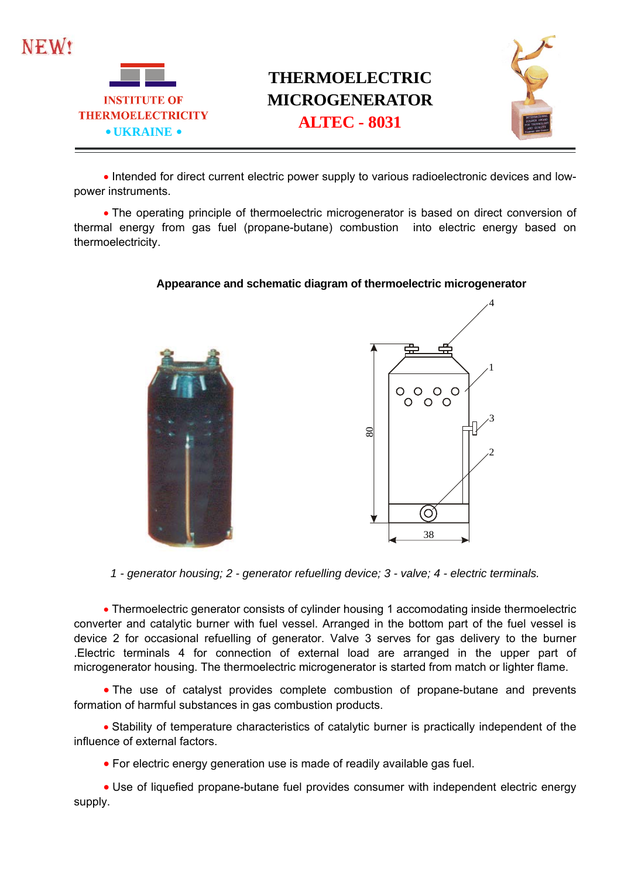NEW!

INSTITUTE OF THERMOELECTRICITY
• UKRAINE •

# THERMOELECTRIC MICROGENERATOR ALTEC - 8031

• Intended for direct current electric power supply to various radioelectronic devices and low-power instruments.

• The operating principle of thermoelectric microgenerator is based on direct conversion of thermal energy from gas fuel (propane-butane) combustion into electric energy based on thermoelectricity.

**Appearance and schematic diagram of thermoelectric microgenerator**

*1 - generator housing; 2 - generator refuelling device; 3 - valve; 4 - electric terminals.*

• Thermoelectric generator consists of cylinder housing 1 accomodating inside thermoelectric converter and catalytic burner with fuel vessel. Arranged in the bottom part of the fuel vessel is device 2 for occasional refuelling of generator. Valve 3 serves for gas delivery to the burner .Electric terminals 4 for connection of external load are arranged in the upper part of microgenerator housing. The thermoelectric microgenerator is started from match or lighter flame.

• The use of catalyst provides complete combustion of propane-butane and prevents formation of harmful substances in gas combustion products.

• Stability of temperature characteristics of catalytic burner is practically independent of the influence of external factors.

• For electric energy generation use is made of readily available gas fuel.

• Use of liquefied propane-butane fuel provides consumer with independent electric energy supply.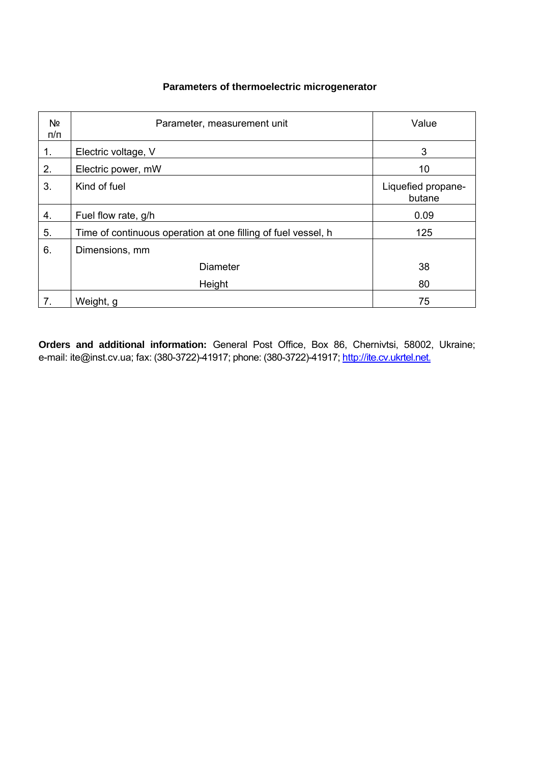**Parameters of thermoelectric microgenerator**

| № п/п | Parameter, measurement unit | Value |
|---|---|---|
| 1. | Electric voltage, V | 3 |
| 2. | Electric power, mW | 10 |
| 3. | Kind of fuel | Liquefied propane-butane |
| 4. | Fuel flow rate, g/h | 0.09 |
| 5. | Time of continuous operation at one filling of fuel vessel, h | 125 |
| 6. | Dimensions, mm | |
| | Diameter | 38 |
| | Height | 80 |
| 7. | Weight, g | 75 |

**Orders and additional information:** General Post Office, Box 86, Chernivtsi, 58002, Ukraine; e-mail: ite@inst.cv.ua; fax: (380-3722)-41917; phone: (380-3722)-41917; http://ite.cv.ukrtel.net.